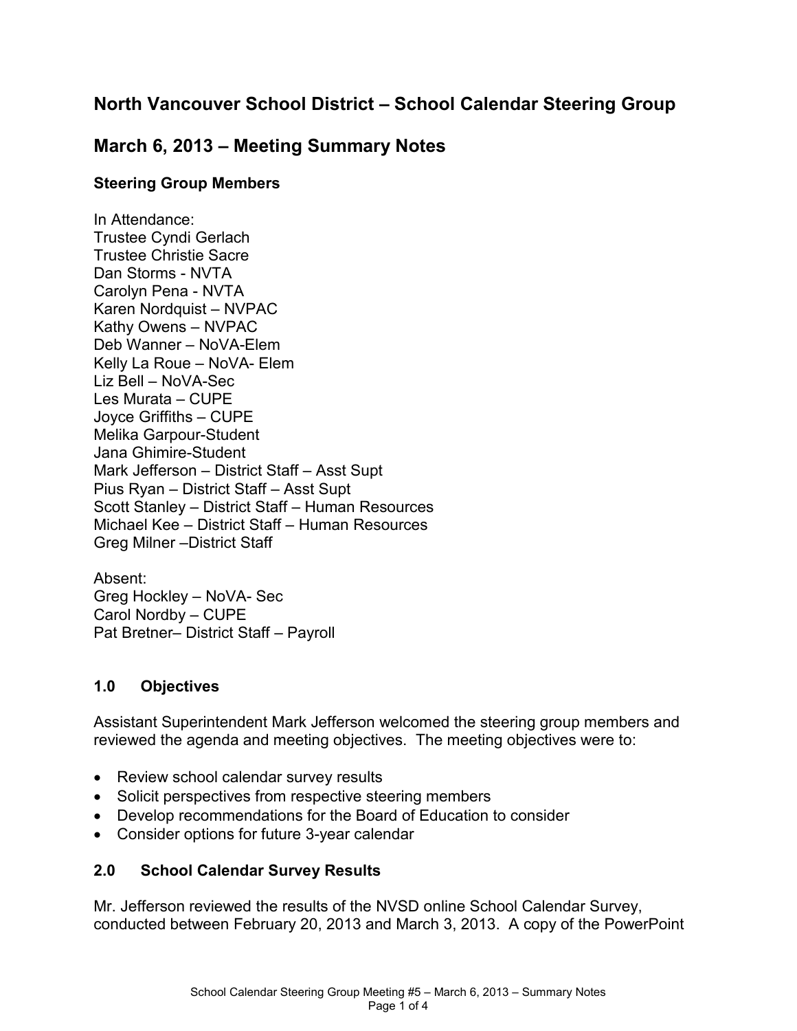# North Vancouver School District – School Calendar Steering Group

# March 6, 2013 – Meeting Summary Notes

### Steering Group Members

In Attendance:
Trustee Cyndi Gerlach
Trustee Christie Sacre
Dan Storms - NVTA
Carolyn Pena - NVTA
Karen Nordquist – NVPAC
Kathy Owens – NVPAC
Deb Wanner – NoVA-Elem
Kelly La Roue – NoVA- Elem
Liz Bell – NoVA-Sec
Les Murata – CUPE
Joyce Griffiths – CUPE
Melika Garpour-Student
Jana Ghimire-Student
Mark Jefferson – District Staff – Asst Supt
Pius Ryan – District Staff – Asst Supt
Scott Stanley – District Staff – Human Resources
Michael Kee – District Staff – Human Resources
Greg Milner –District Staff

Absent:
Greg Hockley – NoVA- Sec
Carol Nordby – CUPE
Pat Bretner– District Staff – Payroll

### 1.0 Objectives

Assistant Superintendent Mark Jefferson welcomed the steering group members and reviewed the agenda and meeting objectives. The meeting objectives were to:

- Review school calendar survey results
- Solicit perspectives from respective steering members
- Develop recommendations for the Board of Education to consider
- Consider options for future 3-year calendar

### 2.0 School Calendar Survey Results

Mr. Jefferson reviewed the results of the NVSD online School Calendar Survey, conducted between February 20, 2013 and March 3, 2013. A copy of the PowerPoint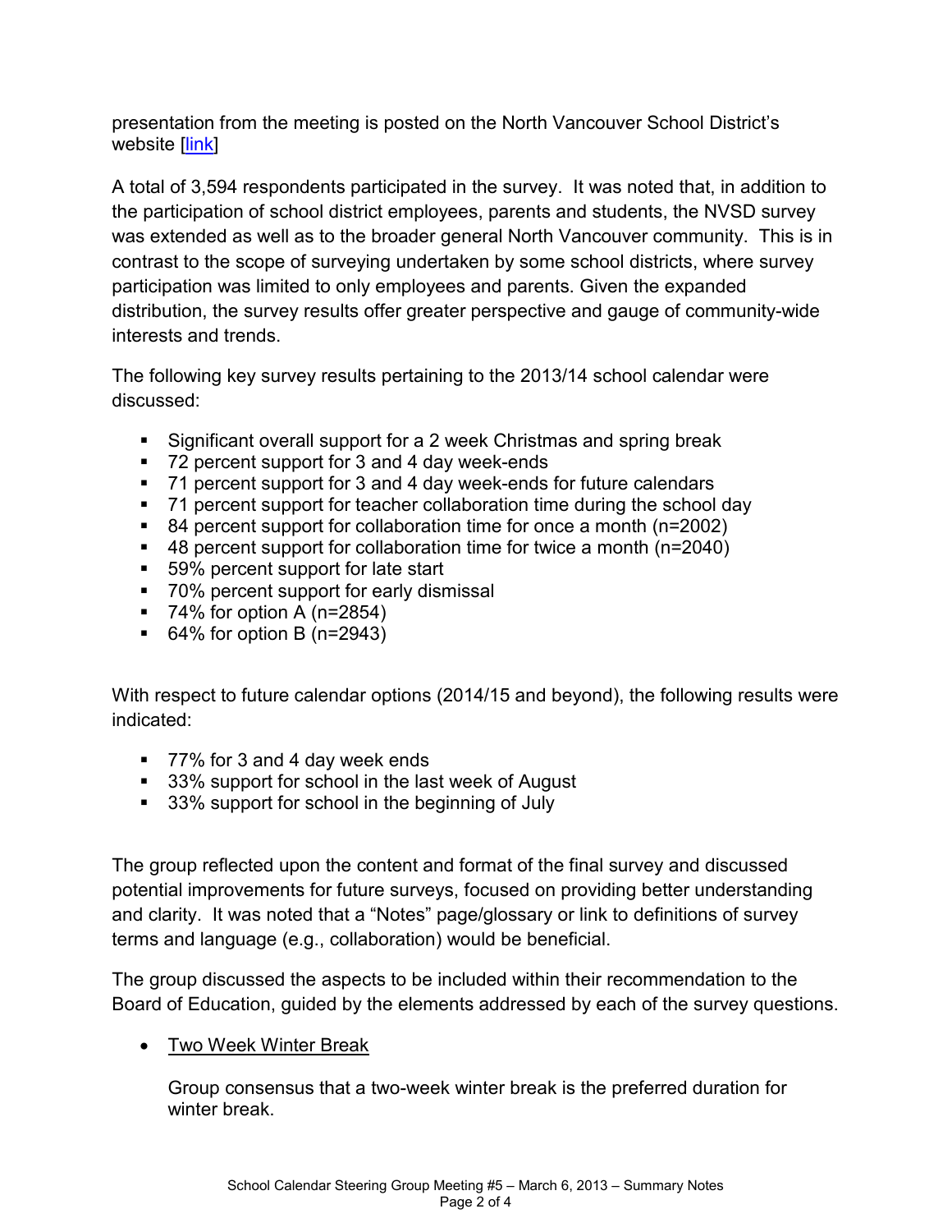presentation from the meeting is posted on the North Vancouver School District's website [link]

A total of 3,594 respondents participated in the survey. It was noted that, in addition to the participation of school district employees, parents and students, the NVSD survey was extended as well as to the broader general North Vancouver community. This is in contrast to the scope of surveying undertaken by some school districts, where survey participation was limited to only employees and parents. Given the expanded distribution, the survey results offer greater perspective and gauge of community-wide interests and trends.

The following key survey results pertaining to the 2013/14 school calendar were discussed:

- Significant overall support for a 2 week Christmas and spring break
- 72 percent support for 3 and 4 day week-ends
- 71 percent support for 3 and 4 day week-ends for future calendars
- 71 percent support for teacher collaboration time during the school day
- 84 percent support for collaboration time for once a month (n=2002)
- 48 percent support for collaboration time for twice a month (n=2040)
- 59% percent support for late start
- 70% percent support for early dismissal
- 74% for option A (n=2854)
- 64% for option B (n=2943)

With respect to future calendar options (2014/15 and beyond), the following results were indicated:

- 77% for 3 and 4 day week ends
- 33% support for school in the last week of August
- 33% support for school in the beginning of July

The group reflected upon the content and format of the final survey and discussed potential improvements for future surveys, focused on providing better understanding and clarity. It was noted that a "Notes" page/glossary or link to definitions of survey terms and language (e.g., collaboration) would be beneficial.

The group discussed the aspects to be included within their recommendation to the Board of Education, guided by the elements addressed by each of the survey questions.

- Two Week Winter Break

  Group consensus that a two-week winter break is the preferred duration for winter break.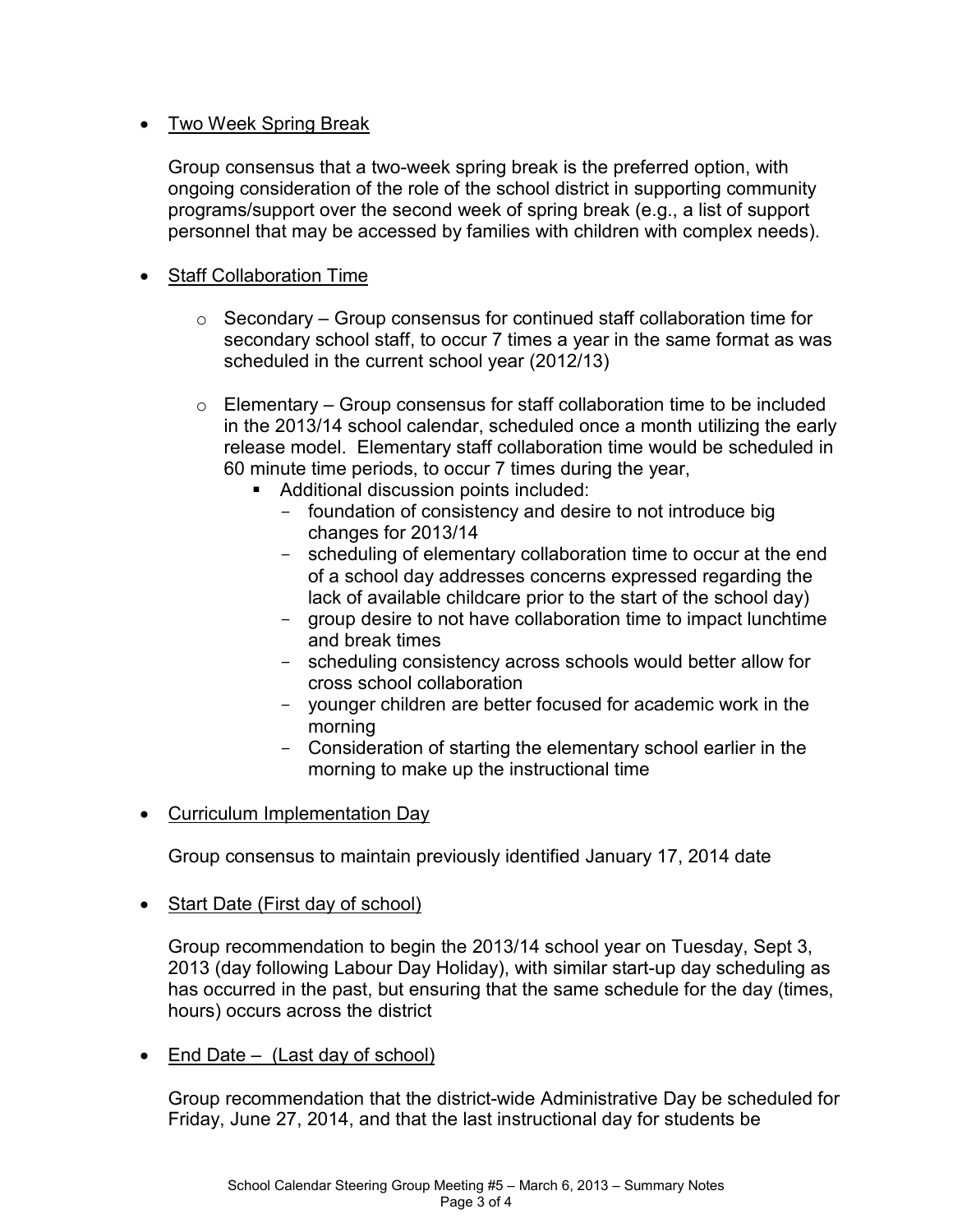- <u>Two Week Spring Break</u>

  Group consensus that a two-week spring break is the preferred option, with ongoing consideration of the role of the school district in supporting community programs/support over the second week of spring break (e.g., a list of support personnel that may be accessed by families with children with complex needs).

- <u>Staff Collaboration Time</u>

  - Secondary – Group consensus for continued staff collaboration time for secondary school staff, to occur 7 times a year in the same format as was scheduled in the current school year (2012/13)

  - Elementary – Group consensus for staff collaboration time to be included in the 2013/14 school calendar, scheduled once a month utilizing the early release model. Elementary staff collaboration time would be scheduled in 60 minute time periods, to occur 7 times during the year,
    - Additional discussion points included:
      - foundation of consistency and desire to not introduce big changes for 2013/14
      - scheduling of elementary collaboration time to occur at the end of a school day addresses concerns expressed regarding the lack of available childcare prior to the start of the school day)
      - group desire to not have collaboration time to impact lunchtime and break times
      - scheduling consistency across schools would better allow for cross school collaboration
      - younger children are better focused for academic work in the morning
      - Consideration of starting the elementary school earlier in the morning to make up the instructional time

- <u>Curriculum Implementation Day</u>

  Group consensus to maintain previously identified January 17, 2014 date

- <u>Start Date (First day of school)</u>

  Group recommendation to begin the 2013/14 school year on Tuesday, Sept 3, 2013 (day following Labour Day Holiday), with similar start-up day scheduling as has occurred in the past, but ensuring that the same schedule for the day (times, hours) occurs across the district

- <u>End Date – (Last day of school)</u>

  Group recommendation that the district-wide Administrative Day be scheduled for Friday, June 27, 2014, and that the last instructional day for students be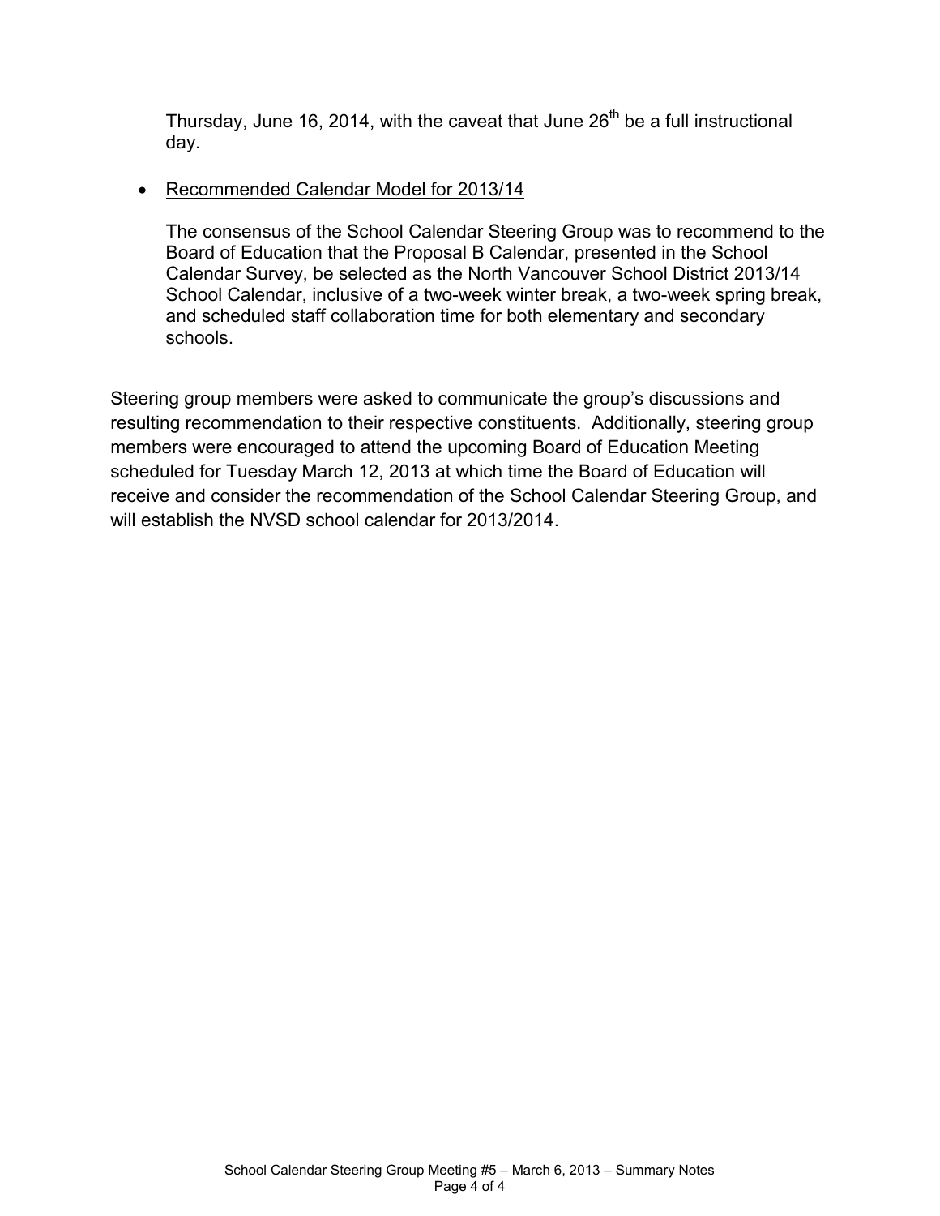Thursday, June 16, 2014, with the caveat that June 26th be a full instructional day.

- Recommended Calendar Model for 2013/14

  The consensus of the School Calendar Steering Group was to recommend to the Board of Education that the Proposal B Calendar, presented in the School Calendar Survey, be selected as the North Vancouver School District 2013/14 School Calendar, inclusive of a two-week winter break, a two-week spring break, and scheduled staff collaboration time for both elementary and secondary schools.

Steering group members were asked to communicate the group's discussions and resulting recommendation to their respective constituents. Additionally, steering group members were encouraged to attend the upcoming Board of Education Meeting scheduled for Tuesday March 12, 2013 at which time the Board of Education will receive and consider the recommendation of the School Calendar Steering Group, and will establish the NVSD school calendar for 2013/2014.